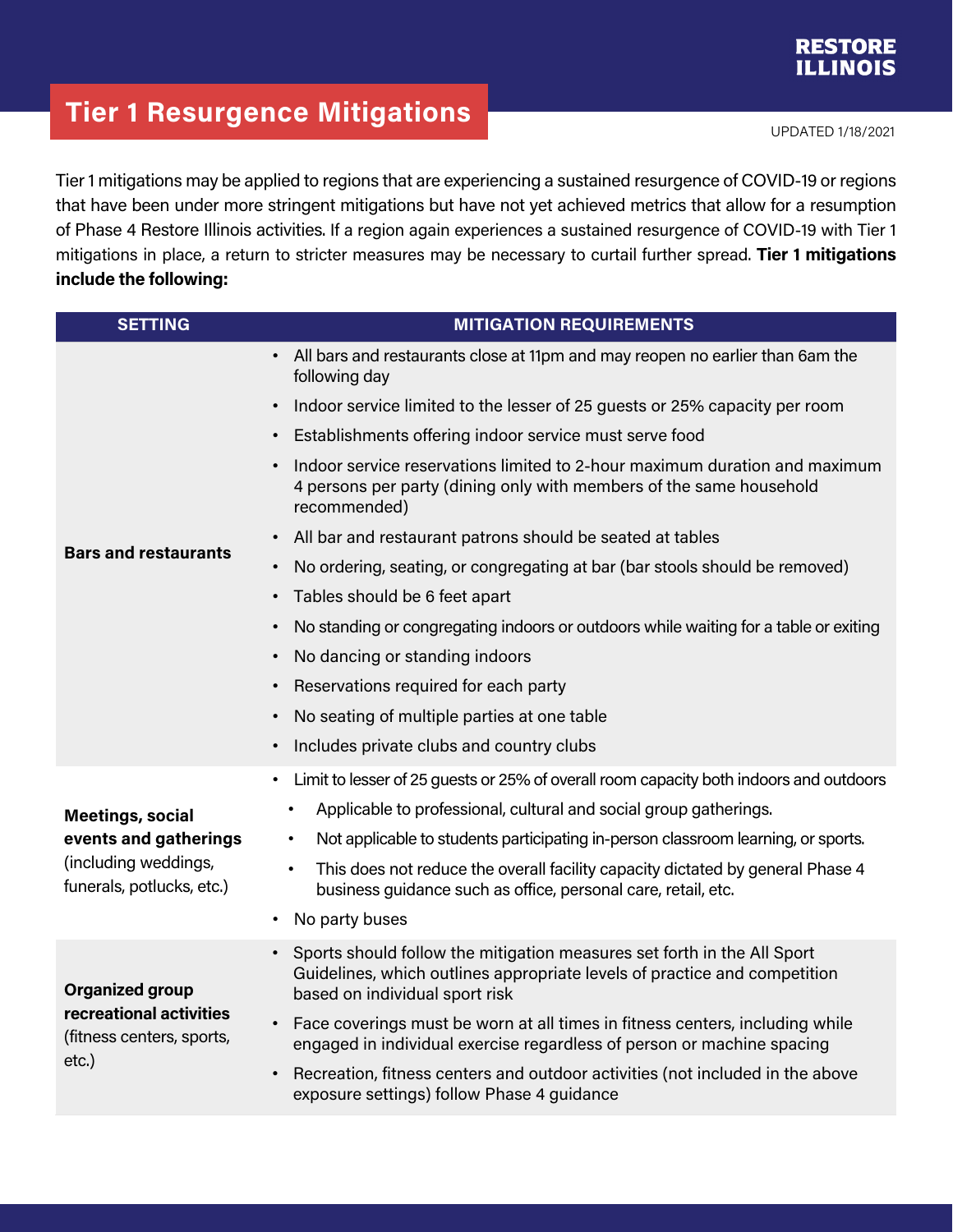RESTORE ILLINOIS

# Tier 1 Resurgence Mitigations

UPDATED 1/18/2021

Tier 1 mitigations may be applied to regions that are experiencing a sustained resurgence of COVID-19 or regions that have been under more stringent mitigations but have not yet achieved metrics that allow for a resumption of Phase 4 Restore Illinois activities. If a region again experiences a sustained resurgence of COVID-19 with Tier 1 mitigations in place, a return to stricter measures may be necessary to curtail further spread. **Tier 1 mitigations include the following:**

| SETTING | MITIGATION REQUIREMENTS |
|---|---|
| **Bars and restaurants** | • All bars and restaurants close at 11pm and may reopen no earlier than 6am the following day<br>• Indoor service limited to the lesser of 25 guests or 25% capacity per room<br>• Establishments offering indoor service must serve food<br>• Indoor service reservations limited to 2-hour maximum duration and maximum 4 persons per party (dining only with members of the same household recommended)<br>• All bar and restaurant patrons should be seated at tables<br>• No ordering, seating, or congregating at bar (bar stools should be removed)<br>• Tables should be 6 feet apart<br>• No standing or congregating indoors or outdoors while waiting for a table or exiting<br>• No dancing or standing indoors<br>• Reservations required for each party<br>• No seating of multiple parties at one table<br>• Includes private clubs and country clubs |
| **Meetings, social events and gatherings** (including weddings, funerals, potlucks, etc.) | • Limit to lesser of 25 guests or 25% of overall room capacity both indoors and outdoors<br>&nbsp;&nbsp;&nbsp;&nbsp;• Applicable to professional, cultural and social group gatherings.<br>&nbsp;&nbsp;&nbsp;&nbsp;• Not applicable to students participating in-person classroom learning, or sports.<br>&nbsp;&nbsp;&nbsp;&nbsp;• This does not reduce the overall facility capacity dictated by general Phase 4 business guidance such as office, personal care, retail, etc.<br>• No party buses |
| **Organized group recreational activities** (fitness centers, sports, etc.) | • Sports should follow the mitigation measures set forth in the All Sport Guidelines, which outlines appropriate levels of practice and competition based on individual sport risk<br>• Face coverings must be worn at all times in fitness centers, including while engaged in individual exercise regardless of person or machine spacing<br>• Recreation, fitness centers and outdoor activities (not included in the above exposure settings) follow Phase 4 guidance |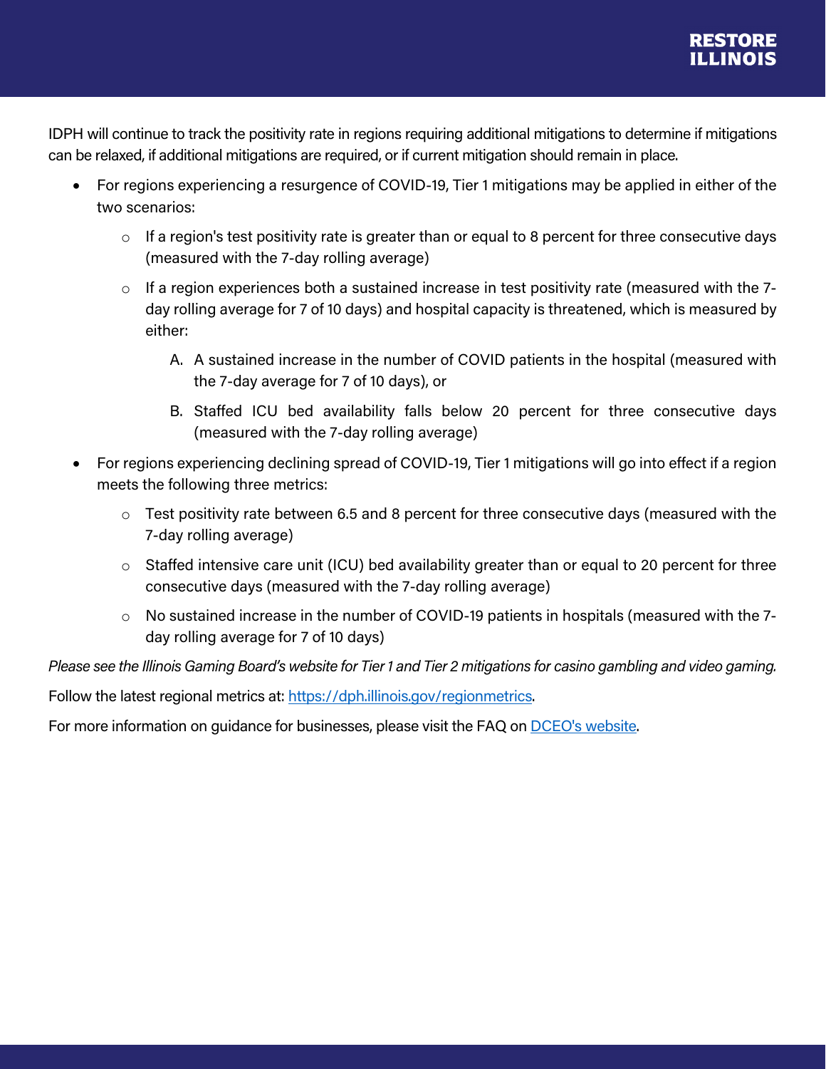IDPH will continue to track the positivity rate in regions requiring additional mitigations to determine if mitigations can be relaxed, if additional mitigations are required, or if current mitigation should remain in place.

- For regions experiencing a resurgence of COVID-19, Tier 1 mitigations may be applied in either of the two scenarios:
  - If a region's test positivity rate is greater than or equal to 8 percent for three consecutive days (measured with the 7-day rolling average)
  - If a region experiences both a sustained increase in test positivity rate (measured with the 7-day rolling average for 7 of 10 days) and hospital capacity is threatened, which is measured by either:
    A. A sustained increase in the number of COVID patients in the hospital (measured with the 7-day average for 7 of 10 days), or
    B. Staffed ICU bed availability falls below 20 percent for three consecutive days (measured with the 7-day rolling average)
- For regions experiencing declining spread of COVID-19, Tier 1 mitigations will go into effect if a region meets the following three metrics:
  - Test positivity rate between 6.5 and 8 percent for three consecutive days (measured with the 7-day rolling average)
  - Staffed intensive care unit (ICU) bed availability greater than or equal to 20 percent for three consecutive days (measured with the 7-day rolling average)
  - No sustained increase in the number of COVID-19 patients in hospitals (measured with the 7-day rolling average for 7 of 10 days)

*Please see the Illinois Gaming Board's website for Tier 1 and Tier 2 mitigations for casino gambling and video gaming.*

Follow the latest regional metrics at: [https://dph.illinois.gov/regionmetrics](https://dph.illinois.gov/regionmetrics).

For more information on guidance for businesses, please visit the FAQ on DCEO's website.